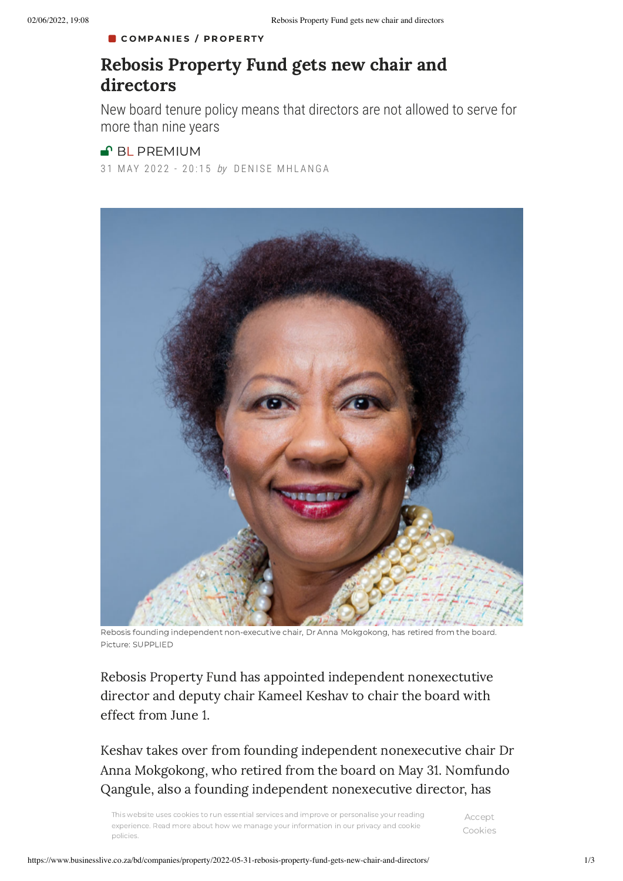**COMPANIES / PROPERTY**

# Rebosis Property Fund gets new chair and directors

New board tenure policy means that directors are not allowed to serve for more than nine years

BL PREMIUM

31 MAY 2022 - 20:15 *by* DENISE MHLANGA

Rebosis founding independent non-executive chair, Dr Anna Mokgokong, has retired from the board. Picture: SUPPLIED

Rebosis Property Fund has appointed independent nonexecutive director and deputy chair Kameel Keshav to chair the board with effect from June 1.

Keshav takes over from founding independent nonexecutive chair Dr Anna Mokgokong, who retired from the board on May 31. Nomfundo Qangule, also a founding independent nonexecutive director, has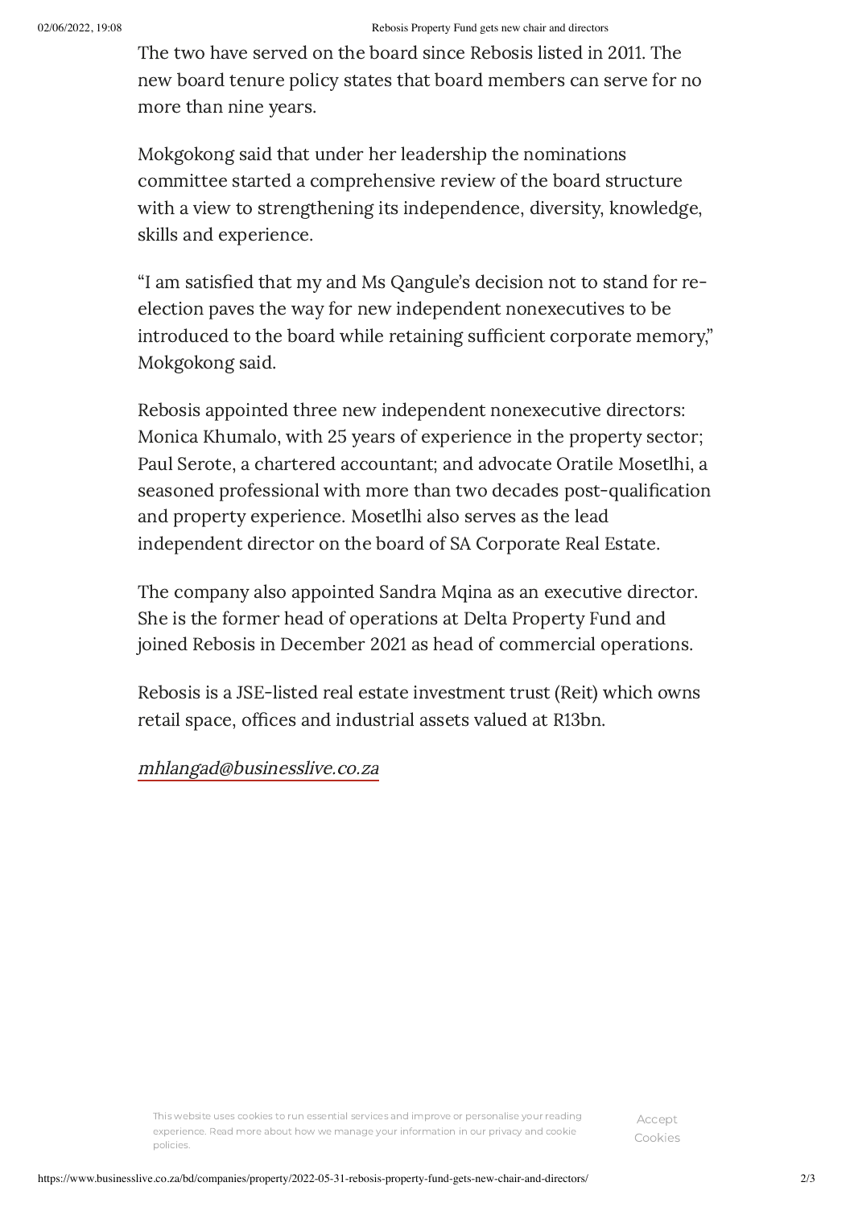The two have served on the board since Rebosis listed in 2011. The new board tenure policy states that board members can serve for no more than nine years.

Mokgokong said that under her leadership the nominations committee started a comprehensive review of the board structure with a view to strengthening its independence, diversity, knowledge, skills and experience.

"I am satisfied that my and Ms Qangule's decision not to stand for re-election paves the way for new independent nonexecutives to be introduced to the board while retaining sufficient corporate memory," Mokgokong said.

Rebosis appointed three new independent nonexecutive directors: Monica Khumalo, with 25 years of experience in the property sector; Paul Serote, a chartered accountant; and advocate Oratile Mosetlhi, a seasoned professional with more than two decades post-qualification and property experience. Mosetlhi also serves as the lead independent director on the board of SA Corporate Real Estate.

The company also appointed Sandra Mqina as an executive director. She is the former head of operations at Delta Property Fund and joined Rebosis in December 2021 as head of commercial operations.

Rebosis is a JSE-listed real estate investment trust (Reit) which owns retail space, offices and industrial assets valued at R13bn.

mhlangad@businesslive.co.za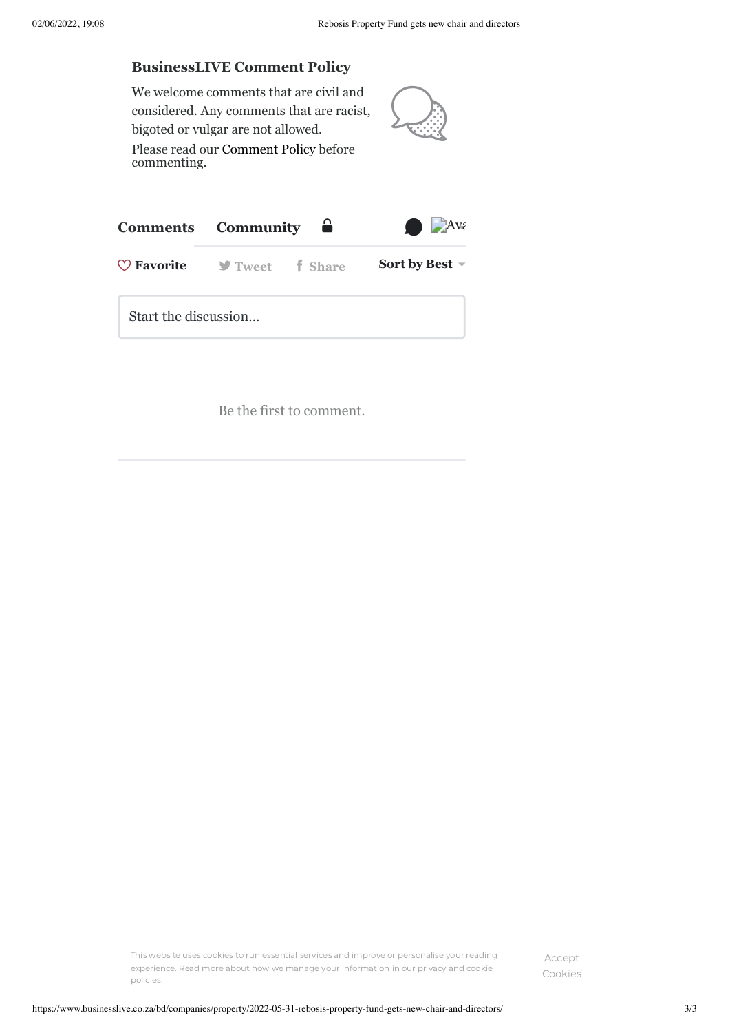### BusinessLIVE Comment Policy

We welcome comments that are civil and considered. Any comments that are racist, bigoted or vulgar are not allowed.

Please read our Comment Policy before commenting.

**Comments** **Community**

♡ **Favorite** Tweet Share **Sort by Best**

Start the discussion…

Be the first to comment.

This website uses cookies to run essential services and improve or personalise your reading experience. Read more about how we manage your information in our privacy and cookie policies.

Accept Cookies